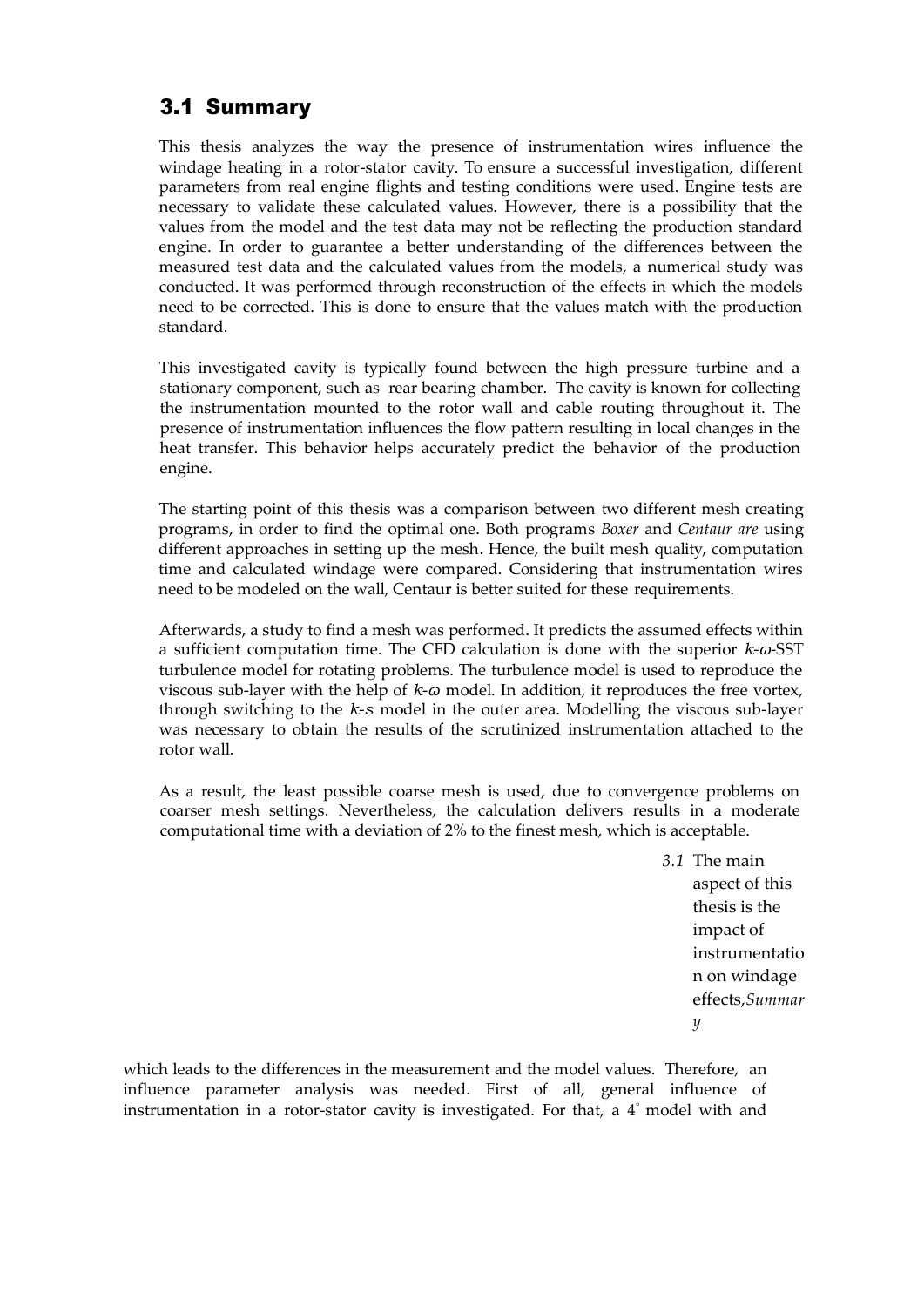## 3.1 Summary

This thesis analyzes the way the presence of instrumentation wires influence the windage heating in a rotor-stator cavity. To ensure a successful investigation, different parameters from real engine flights and testing conditions were used. Engine tests are necessary to validate these calculated values. However, there is a possibility that the values from the model and the test data may not be reflecting the production standard engine. In order to guarantee a better understanding of the differences between the measured test data and the calculated values from the models, a numerical study was conducted. It was performed through reconstruction of the effects in which the models need to be corrected. This is done to ensure that the values match with the production standard.

This investigated cavity is typically found between the high pressure turbine and a stationary component, such as rear bearing chamber. The cavity is known for collecting the instrumentation mounted to the rotor wall and cable routing throughout it. The presence of instrumentation influences the flow pattern resulting in local changes in the heat transfer. This behavior helps accurately predict the behavior of the production engine.

The starting point of this thesis was a comparison between two different mesh creating programs, in order to find the optimal one. Both programs *Boxer* and *Centaur are* using different approaches in setting up the mesh. Hence, the built mesh quality, computation time and calculated windage were compared. Considering that instrumentation wires need to be modeled on the wall, Centaur is better suited for these requirements.

Afterwards, a study to find a mesh was performed. It predicts the assumed effects within a sufficient computation time. The CFD calculation is done with the superior $k$-$\omega$-SST turbulence model for rotating problems. The turbulence model is used to reproduce the viscous sub-layer with the help of $k$-$\omega$ model. In addition, it reproduces the free vortex, through switching to the $k$-$\varepsilon$ model in the outer area. Modelling the viscous sub-layer was necessary to obtain the results of the scrutinized instrumentation attached to the rotor wall.

As a result, the least possible coarse mesh is used, due to convergence problems on coarser mesh settings. Nevertheless, the calculation delivers results in a moderate computational time with a deviation of 2% to the finest mesh, which is acceptable.

*3.1* The main aspect of this thesis is the impact of instrumentation on windage effects,*Summary*

which leads to the differences in the measurement and the model values. Therefore, an influence parameter analysis was needed. First of all, general influence of instrumentation in a rotor-stator cavity is investigated. For that, a 4° model with and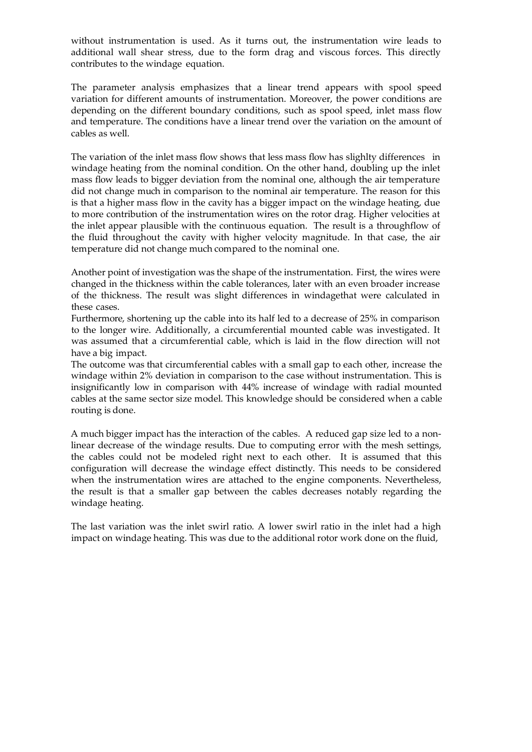without instrumentation is used. As it turns out, the instrumentation wire leads to additional wall shear stress, due to the form drag and viscous forces. This directly contributes to the windage equation.

The parameter analysis emphasizes that a linear trend appears with spool speed variation for different amounts of instrumentation. Moreover, the power conditions are depending on the different boundary conditions, such as spool speed, inlet mass flow and temperature. The conditions have a linear trend over the variation on the amount of cables as well.

The variation of the inlet mass flow shows that less mass flow has slighlty differences in windage heating from the nominal condition. On the other hand, doubling up the inlet mass flow leads to bigger deviation from the nominal one, although the air temperature did not change much in comparison to the nominal air temperature. The reason for this is that a higher mass flow in the cavity has a bigger impact on the windage heating, due to more contribution of the instrumentation wires on the rotor drag. Higher velocities at the inlet appear plausible with the continuous equation. The result is a throughflow of the fluid throughout the cavity with higher velocity magnitude. In that case, the air temperature did not change much compared to the nominal one.

Another point of investigation was the shape of the instrumentation. First, the wires were changed in the thickness within the cable tolerances, later with an even broader increase of the thickness. The result was slight differences in windagethat were calculated in these cases.
Furthermore, shortening up the cable into its half led to a decrease of 25% in comparison to the longer wire. Additionally, a circumferential mounted cable was investigated. It was assumed that a circumferential cable, which is laid in the flow direction will not have a big impact.
The outcome was that circumferential cables with a small gap to each other, increase the windage within 2% deviation in comparison to the case without instrumentation. This is insignificantly low in comparison with 44% increase of windage with radial mounted cables at the same sector size model. This knowledge should be considered when a cable routing is done.

A much bigger impact has the interaction of the cables. A reduced gap size led to a non-linear decrease of the windage results. Due to computing error with the mesh settings, the cables could not be modeled right next to each other. It is assumed that this configuration will decrease the windage effect distinctly. This needs to be considered when the instrumentation wires are attached to the engine components. Nevertheless, the result is that a smaller gap between the cables decreases notably regarding the windage heating.

The last variation was the inlet swirl ratio. A lower swirl ratio in the inlet had a high impact on windage heating. This was due to the additional rotor work done on the fluid,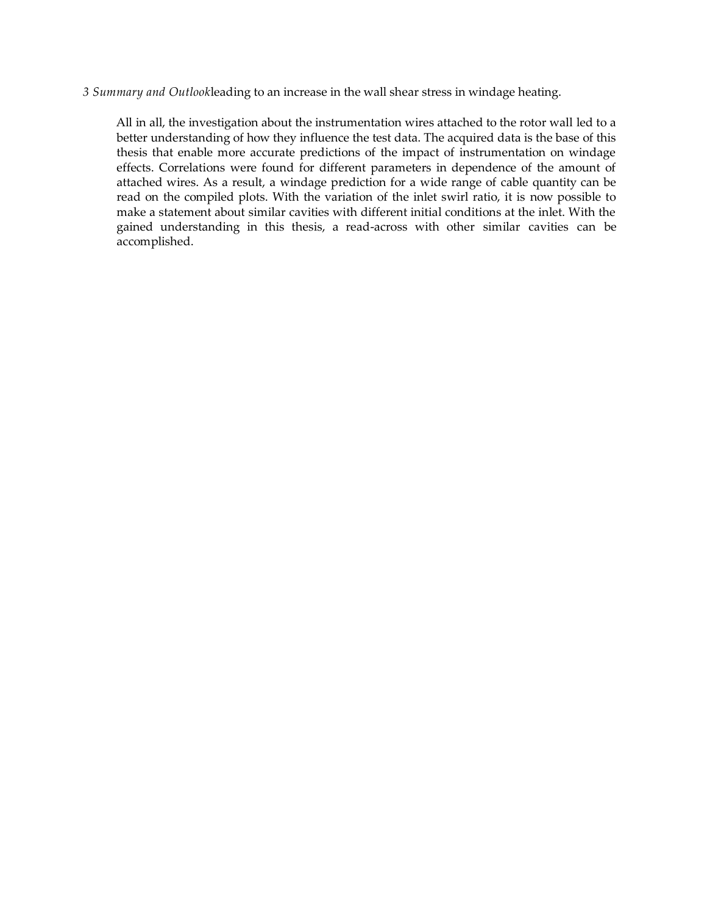leading to an increase in the wall shear stress in windage heating.

All in all, the investigation about the instrumentation wires attached to the rotor wall led to a better understanding of how they influence the test data. The acquired data is the base of this thesis that enable more accurate predictions of the impact of instrumentation on windage effects. Correlations were found for different parameters in dependence of the amount of attached wires. As a result, a windage prediction for a wide range of cable quantity can be read on the compiled plots. With the variation of the inlet swirl ratio, it is now possible to make a statement about similar cavities with different initial conditions at the inlet. With the gained understanding in this thesis, a read-across with other similar cavities can be accomplished.